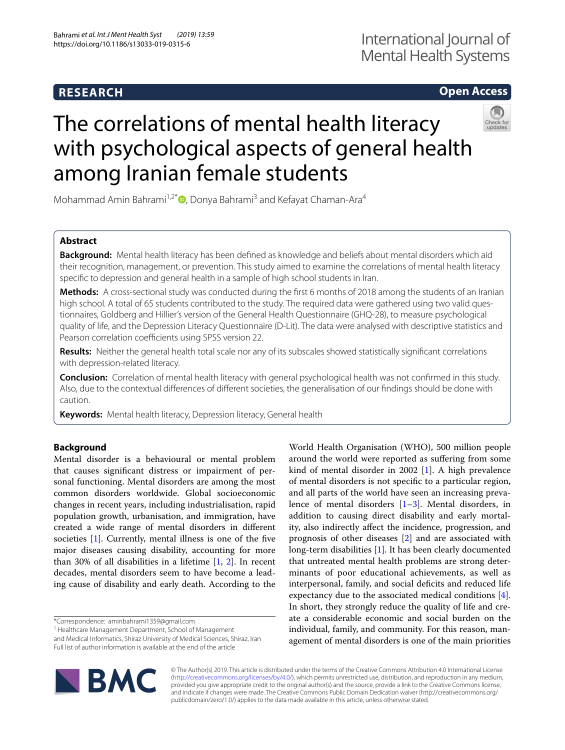# The correlations of mental health literacy with psychological aspects of general health among Iranian female students

Mohammad Amin Bahrami[1,2*], Donya Bahrami[3] and Kefayat Chaman-Ara[4]

## Abstract

**Background:** Mental health literacy has been defined as knowledge and beliefs about mental disorders which aid their recognition, management, or prevention. This study aimed to examine the correlations of mental health literacy specific to depression and general health in a sample of high school students in Iran.

**Methods:** A cross-sectional study was conducted during the first 6 months of 2018 among the students of an Iranian high school. A total of 65 students contributed to the study. The required data were gathered using two valid questionnaires, Goldberg and Hillier's version of the General Health Questionnaire (GHQ-28), to measure psychological quality of life, and the Depression Literacy Questionnaire (D-Lit). The data were analysed with descriptive statistics and Pearson correlation coefficients using SPSS version 22.

**Results:** Neither the general health total scale nor any of its subscales showed statistically significant correlations with depression-related literacy.

**Conclusion:** Correlation of mental health literacy with general psychological health was not confirmed in this study. Also, due to the contextual differences of different societies, the generalisation of our findings should be done with caution.

**Keywords:** Mental health literacy, Depression literacy, General health

## Background

Mental disorder is a behavioural or mental problem that causes significant distress or impairment of personal functioning. Mental disorders are among the most common disorders worldwide. Global socioeconomic changes in recent years, including industrialisation, rapid population growth, urbanisation, and immigration, have created a wide range of mental disorders in different societies [1]. Currently, mental illness is one of the five major diseases causing disability, accounting for more than 30% of all disabilities in a lifetime [1, 2]. In recent decades, mental disorders seem to have become a leading cause of disability and early death. According to the World Health Organisation (WHO), 500 million people around the world were reported as suffering from some kind of mental disorder in 2002 [1]. A high prevalence of mental disorders is not specific to a particular region, and all parts of the world have seen an increasing prevalence of mental disorders [1–3]. Mental disorders, in addition to causing direct disability and early mortality, also indirectly affect the incidence, progression, and prognosis of other diseases [2] and are associated with long-term disabilities [1]. It has been clearly documented that untreated mental health problems are strong determinants of poor educational achievements, as well as interpersonal, family, and social deficits and reduced life expectancy due to the associated medical conditions [4]. In short, they strongly reduce the quality of life and create a considerable economic and social burden on the individual, family, and community. For this reason, management of mental disorders is one of the main priorities

*Correspondence: aminbahrami1359@gmail.com
[1] Healthcare Management Department, School of Management and Medical Informatics, Shiraz University of Medical Sciences, Shiraz, Iran
Full list of author information is available at the end of the article

© The Author(s) 2019. This article is distributed under the terms of the Creative Commons Attribution 4.0 International License (http://creativecommons.org/licenses/by/4.0/), which permits unrestricted use, distribution, and reproduction in any medium, provided you give appropriate credit to the original author(s) and the source, provide a link to the Creative Commons license, and indicate if changes were made. The Creative Commons Public Domain Dedication waiver (http://creativecommons.org/publicdomain/zero/1.0/) applies to the data made available in this article, unless otherwise stated.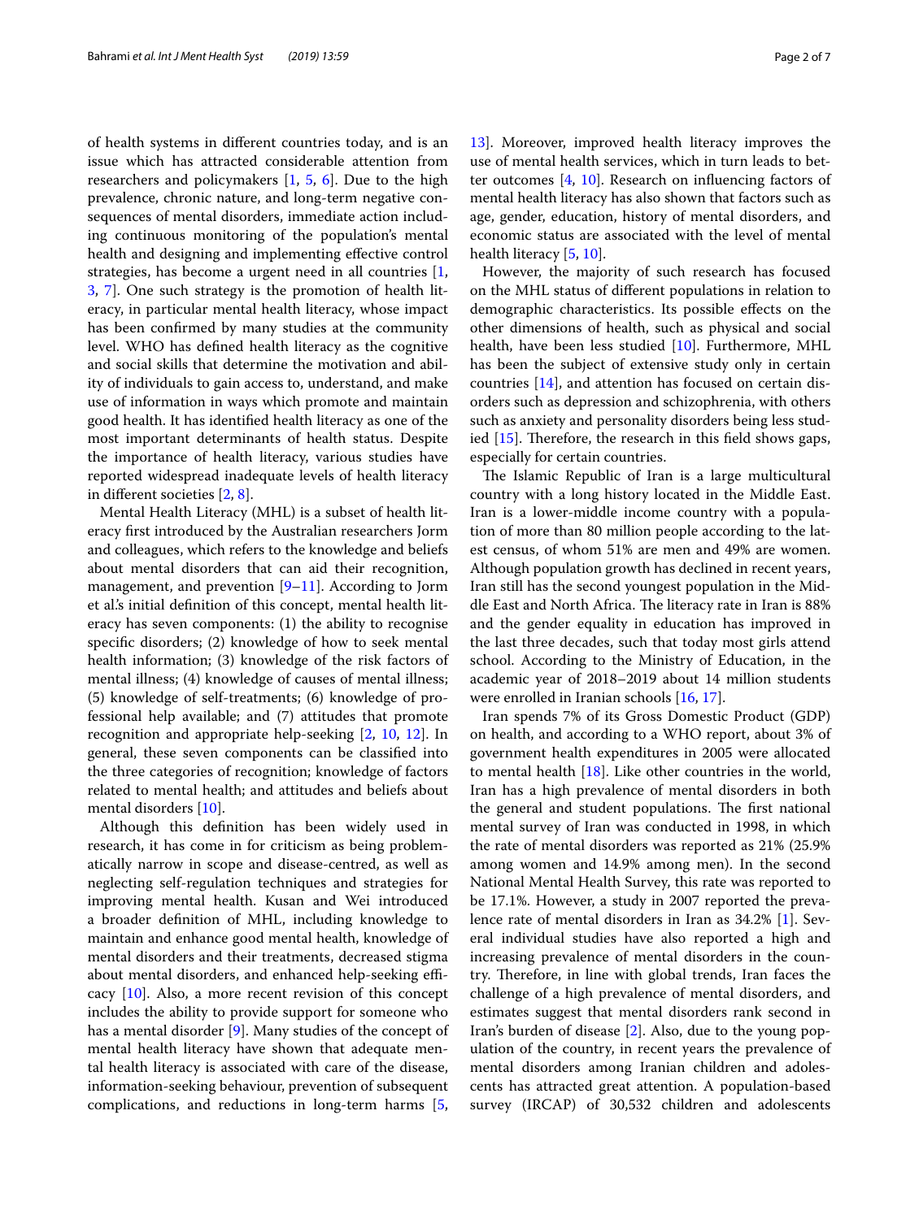of health systems in different countries today, and is an issue which has attracted considerable attention from researchers and policymakers [1, 5, 6]. Due to the high prevalence, chronic nature, and long-term negative consequences of mental disorders, immediate action including continuous monitoring of the population's mental health and designing and implementing effective control strategies, has become a urgent need in all countries [1, 3, 7]. One such strategy is the promotion of health literacy, in particular mental health literacy, whose impact has been confirmed by many studies at the community level. WHO has defined health literacy as the cognitive and social skills that determine the motivation and ability of individuals to gain access to, understand, and make use of information in ways which promote and maintain good health. It has identified health literacy as one of the most important determinants of health status. Despite the importance of health literacy, various studies have reported widespread inadequate levels of health literacy in different societies [2, 8].

Mental Health Literacy (MHL) is a subset of health literacy first introduced by the Australian researchers Jorm and colleagues, which refers to the knowledge and beliefs about mental disorders that can aid their recognition, management, and prevention [9–11]. According to Jorm et al.'s initial definition of this concept, mental health literacy has seven components: (1) the ability to recognise specific disorders; (2) knowledge of how to seek mental health information; (3) knowledge of the risk factors of mental illness; (4) knowledge of causes of mental illness; (5) knowledge of self-treatments; (6) knowledge of professional help available; and (7) attitudes that promote recognition and appropriate help-seeking [2, 10, 12]. In general, these seven components can be classified into the three categories of recognition; knowledge of factors related to mental health; and attitudes and beliefs about mental disorders [10].

Although this definition has been widely used in research, it has come in for criticism as being problematically narrow in scope and disease-centred, as well as neglecting self-regulation techniques and strategies for improving mental health. Kusan and Wei introduced a broader definition of MHL, including knowledge to maintain and enhance good mental health, knowledge of mental disorders and their treatments, decreased stigma about mental disorders, and enhanced help-seeking efficacy [10]. Also, a more recent revision of this concept includes the ability to provide support for someone who has a mental disorder [9]. Many studies of the concept of mental health literacy have shown that adequate mental health literacy is associated with care of the disease, information-seeking behaviour, prevention of subsequent complications, and reductions in long-term harms [5, 13]. Moreover, improved health literacy improves the use of mental health services, which in turn leads to better outcomes [4, 10]. Research on influencing factors of mental health literacy has also shown that factors such as age, gender, education, history of mental disorders, and economic status are associated with the level of mental health literacy [5, 10].

However, the majority of such research has focused on the MHL status of different populations in relation to demographic characteristics. Its possible effects on the other dimensions of health, such as physical and social health, have been less studied [10]. Furthermore, MHL has been the subject of extensive study only in certain countries [14], and attention has focused on certain disorders such as depression and schizophrenia, with others such as anxiety and personality disorders being less studied [15]. Therefore, the research in this field shows gaps, especially for certain countries.

The Islamic Republic of Iran is a large multicultural country with a long history located in the Middle East. Iran is a lower-middle income country with a population of more than 80 million people according to the latest census, of whom 51% are men and 49% are women. Although population growth has declined in recent years, Iran still has the second youngest population in the Middle East and North Africa. The literacy rate in Iran is 88% and the gender equality in education has improved in the last three decades, such that today most girls attend school. According to the Ministry of Education, in the academic year of 2018–2019 about 14 million students were enrolled in Iranian schools [16, 17].

Iran spends 7% of its Gross Domestic Product (GDP) on health, and according to a WHO report, about 3% of government health expenditures in 2005 were allocated to mental health [18]. Like other countries in the world, Iran has a high prevalence of mental disorders in both the general and student populations. The first national mental survey of Iran was conducted in 1998, in which the rate of mental disorders was reported as 21% (25.9% among women and 14.9% among men). In the second National Mental Health Survey, this rate was reported to be 17.1%. However, a study in 2007 reported the prevalence rate of mental disorders in Iran as 34.2% [1]. Several individual studies have also reported a high and increasing prevalence of mental disorders in the country. Therefore, in line with global trends, Iran faces the challenge of a high prevalence of mental disorders, and estimates suggest that mental disorders rank second in Iran's burden of disease [2]. Also, due to the young population of the country, in recent years the prevalence of mental disorders among Iranian children and adolescents has attracted great attention. A population-based survey (IRCAP) of 30,532 children and adolescents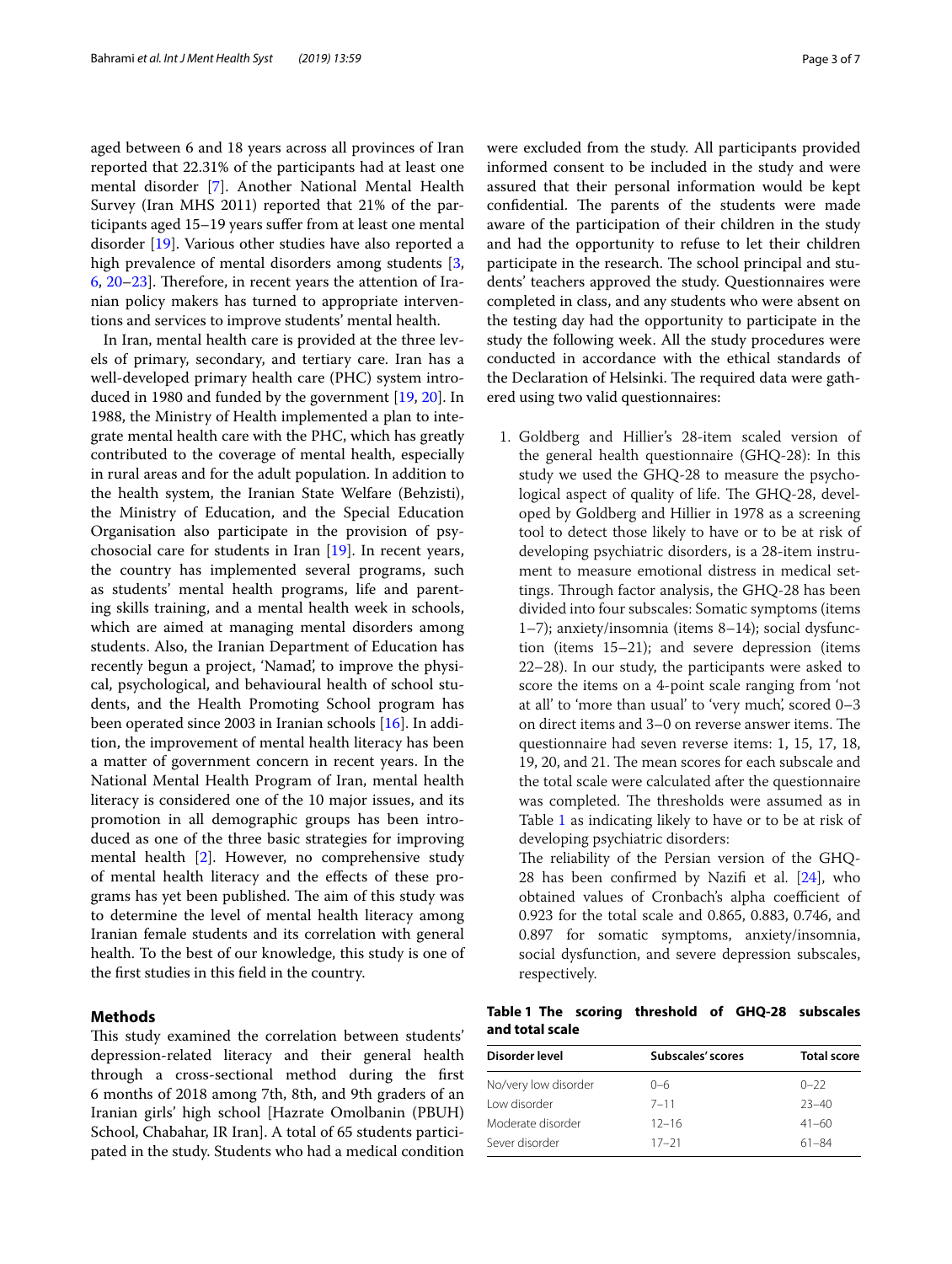aged between 6 and 18 years across all provinces of Iran reported that 22.31% of the participants had at least one mental disorder [7]. Another National Mental Health Survey (Iran MHS 2011) reported that 21% of the participants aged 15–19 years suffer from at least one mental disorder [19]. Various other studies have also reported a high prevalence of mental disorders among students [3, 6, 20–23]. Therefore, in recent years the attention of Iranian policy makers has turned to appropriate interventions and services to improve students' mental health.

In Iran, mental health care is provided at the three levels of primary, secondary, and tertiary care. Iran has a well-developed primary health care (PHC) system introduced in 1980 and funded by the government [19, 20]. In 1988, the Ministry of Health implemented a plan to integrate mental health care with the PHC, which has greatly contributed to the coverage of mental health, especially in rural areas and for the adult population. In addition to the health system, the Iranian State Welfare (Behzisti), the Ministry of Education, and the Special Education Organisation also participate in the provision of psychosocial care for students in Iran [19]. In recent years, the country has implemented several programs, such as students' mental health programs, life and parenting skills training, and a mental health week in schools, which are aimed at managing mental disorders among students. Also, the Iranian Department of Education has recently begun a project, 'Namad', to improve the physical, psychological, and behavioural health of school students, and the Health Promoting School program has been operated since 2003 in Iranian schools [16]. In addition, the improvement of mental health literacy has been a matter of government concern in recent years. In the National Mental Health Program of Iran, mental health literacy is considered one of the 10 major issues, and its promotion in all demographic groups has been introduced as one of the three basic strategies for improving mental health [2]. However, no comprehensive study of mental health literacy and the effects of these programs has yet been published. The aim of this study was to determine the level of mental health literacy among Iranian female students and its correlation with general health. To the best of our knowledge, this study is one of the first studies in this field in the country.

## Methods

This study examined the correlation between students' depression-related literacy and their general health through a cross-sectional method during the first 6 months of 2018 among 7th, 8th, and 9th graders of an Iranian girls' high school [Hazrate Omolbanin (PBUH) School, Chabahar, IR Iran]. A total of 65 students participated in the study. Students who had a medical condition were excluded from the study. All participants provided informed consent to be included in the study and were assured that their personal information would be kept confidential. The parents of the students were made aware of the participation of their children in the study and had the opportunity to refuse to let their children participate in the research. The school principal and students' teachers approved the study. Questionnaires were completed in class, and any students who were absent on the testing day had the opportunity to participate in the study the following week. All the study procedures were conducted in accordance with the ethical standards of the Declaration of Helsinki. The required data were gathered using two valid questionnaires:

1. Goldberg and Hillier's 28-item scaled version of the general health questionnaire (GHQ-28): In this study we used the GHQ-28 to measure the psychological aspect of quality of life. The GHQ-28, developed by Goldberg and Hillier in 1978 as a screening tool to detect those likely to have or to be at risk of developing psychiatric disorders, is a 28-item instrument to measure emotional distress in medical settings. Through factor analysis, the GHQ-28 has been divided into four subscales: Somatic symptoms (items 1–7); anxiety/insomnia (items 8–14); social dysfunction (items 15–21); and severe depression (items 22–28). In our study, the participants were asked to score the items on a 4-point scale ranging from 'not at all' to 'more than usual' to 'very much', scored 0–3 on direct items and 3–0 on reverse answer items. The questionnaire had seven reverse items: 1, 15, 17, 18, 19, 20, and 21. The mean scores for each subscale and the total scale were calculated after the questionnaire was completed. The thresholds were assumed as in Table 1 as indicating likely to have or to be at risk of developing psychiatric disorders:
   The reliability of the Persian version of the GHQ-28 has been confirmed by Nazifi et al. [24], who obtained values of Cronbach's alpha coefficient of 0.923 for the total scale and 0.865, 0.883, 0.746, and 0.897 for somatic symptoms, anxiety/insomnia, social dysfunction, and severe depression subscales, respectively.

**Table 1 The scoring threshold of GHQ-28 subscales and total scale**

| Disorder level | Subscales' scores | Total score |
|---|---|---|
| No/very low disorder | 0–6 | 0–22 |
| Low disorder | 7–11 | 23–40 |
| Moderate disorder | 12–16 | 41–60 |
| Sever disorder | 17–21 | 61–84 |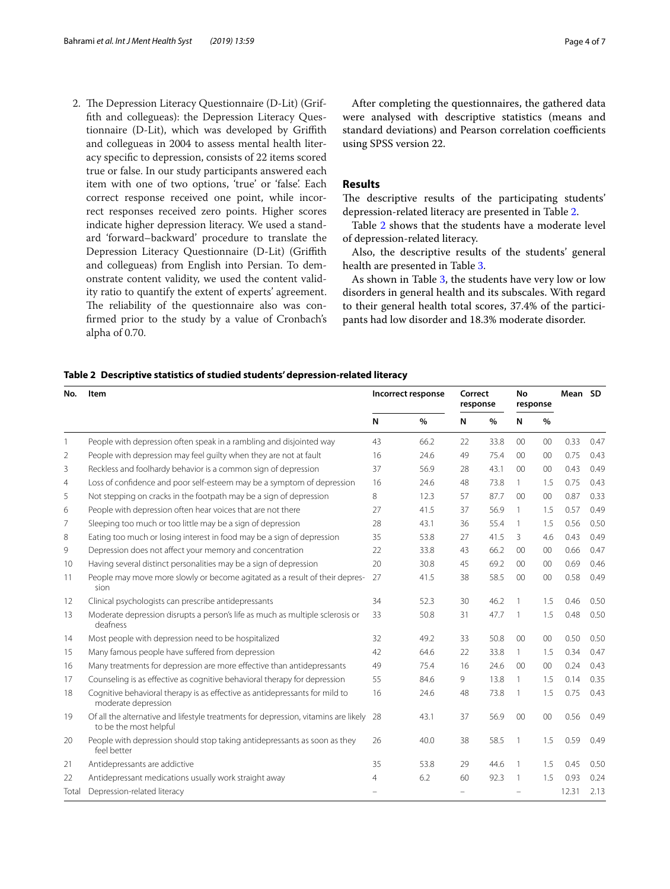2. The Depression Literacy Questionnaire (D-Lit) (Griffith and collegueas): the Depression Literacy Questionnaire (D-Lit), which was developed by Griffith and collegueas in 2004 to assess mental health literacy specific to depression, consists of 22 items scored true or false. In our study participants answered each item with one of two options, 'true' or 'false'. Each correct response received one point, while incorrect responses received zero points. Higher scores indicate higher depression literacy. We used a standard 'forward–backward' procedure to translate the Depression Literacy Questionnaire (D-Lit) (Griffith and collegueas) from English into Persian. To demonstrate content validity, we used the content validity ratio to quantify the extent of experts' agreement. The reliability of the questionnaire also was confirmed prior to the study by a value of Cronbach's alpha of 0.70.

After completing the questionnaires, the gathered data were analysed with descriptive statistics (means and standard deviations) and Pearson correlation coefficients using SPSS version 22.

## Results

The descriptive results of the participating students' depression-related literacy are presented in Table 2.

Table 2 shows that the students have a moderate level of depression-related literacy.

Also, the descriptive results of the students' general health are presented in Table 3.

As shown in Table 3, the students have very low or low disorders in general health and its subscales. With regard to their general health total scores, 37.4% of the participants had low disorder and 18.3% moderate disorder.

**Table 2 Descriptive statistics of studied students' depression-related literacy**

| No. | Item | Incorrect response | | Correct response | | No response | | Mean | SD |
|---|---|---|---|---|---|---|---|---|---|
| | | N | % | N | % | N | % | | |
| 1 | People with depression often speak in a rambling and disjointed way | 43 | 66.2 | 22 | 33.8 | 00 | 00 | 0.33 | 0.47 |
| 2 | People with depression may feel guilty when they are not at fault | 16 | 24.6 | 49 | 75.4 | 00 | 00 | 0.75 | 0.43 |
| 3 | Reckless and foolhardy behavior is a common sign of depression | 37 | 56.9 | 28 | 43.1 | 00 | 00 | 0.43 | 0.49 |
| 4 | Loss of confidence and poor self-esteem may be a symptom of depression | 16 | 24.6 | 48 | 73.8 | 1 | 1.5 | 0.75 | 0.43 |
| 5 | Not stepping on cracks in the footpath may be a sign of depression | 8 | 12.3 | 57 | 87.7 | 00 | 00 | 0.87 | 0.33 |
| 6 | People with depression often hear voices that are not there | 27 | 41.5 | 37 | 56.9 | 1 | 1.5 | 0.57 | 0.49 |
| 7 | Sleeping too much or too little may be a sign of depression | 28 | 43.1 | 36 | 55.4 | 1 | 1.5 | 0.56 | 0.50 |
| 8 | Eating too much or losing interest in food may be a sign of depression | 35 | 53.8 | 27 | 41.5 | 3 | 4.6 | 0.43 | 0.49 |
| 9 | Depression does not affect your memory and concentration | 22 | 33.8 | 43 | 66.2 | 00 | 00 | 0.66 | 0.47 |
| 10 | Having several distinct personalities may be a sign of depression | 20 | 30.8 | 45 | 69.2 | 00 | 00 | 0.69 | 0.46 |
| 11 | People may move more slowly or become agitated as a result of their depression | 27 | 41.5 | 38 | 58.5 | 00 | 00 | 0.58 | 0.49 |
| 12 | Clinical psychologists can prescribe antidepressants | 34 | 52.3 | 30 | 46.2 | 1 | 1.5 | 0.46 | 0.50 |
| 13 | Moderate depression disrupts a person's life as much as multiple sclerosis or deafness | 33 | 50.8 | 31 | 47.7 | 1 | 1.5 | 0.48 | 0.50 |
| 14 | Most people with depression need to be hospitalized | 32 | 49.2 | 33 | 50.8 | 00 | 00 | 0.50 | 0.50 |
| 15 | Many famous people have suffered from depression | 42 | 64.6 | 22 | 33.8 | 1 | 1.5 | 0.34 | 0.47 |
| 16 | Many treatments for depression are more effective than antidepressants | 49 | 75.4 | 16 | 24.6 | 00 | 00 | 0.24 | 0.43 |
| 17 | Counseling is as effective as cognitive behavioral therapy for depression | 55 | 84.6 | 9 | 13.8 | 1 | 1.5 | 0.14 | 0.35 |
| 18 | Cognitive behavioral therapy is as effective as antidepressants for mild to moderate depression | 16 | 24.6 | 48 | 73.8 | 1 | 1.5 | 0.75 | 0.43 |
| 19 | Of all the alternative and lifestyle treatments for depression, vitamins are likely to be the most helpful | 28 | 43.1 | 37 | 56.9 | 00 | 00 | 0.56 | 0.49 |
| 20 | People with depression should stop taking antidepressants as soon as they feel better | 26 | 40.0 | 38 | 58.5 | 1 | 1.5 | 0.59 | 0.49 |
| 21 | Antidepressants are addictive | 35 | 53.8 | 29 | 44.6 | 1 | 1.5 | 0.45 | 0.50 |
| 22 | Antidepressant medications usually work straight away | 4 | 6.2 | 60 | 92.3 | 1 | 1.5 | 0.93 | 0.24 |
| Total | Depression-related literacy | – | | – | | – | | 12.31 | 2.13 |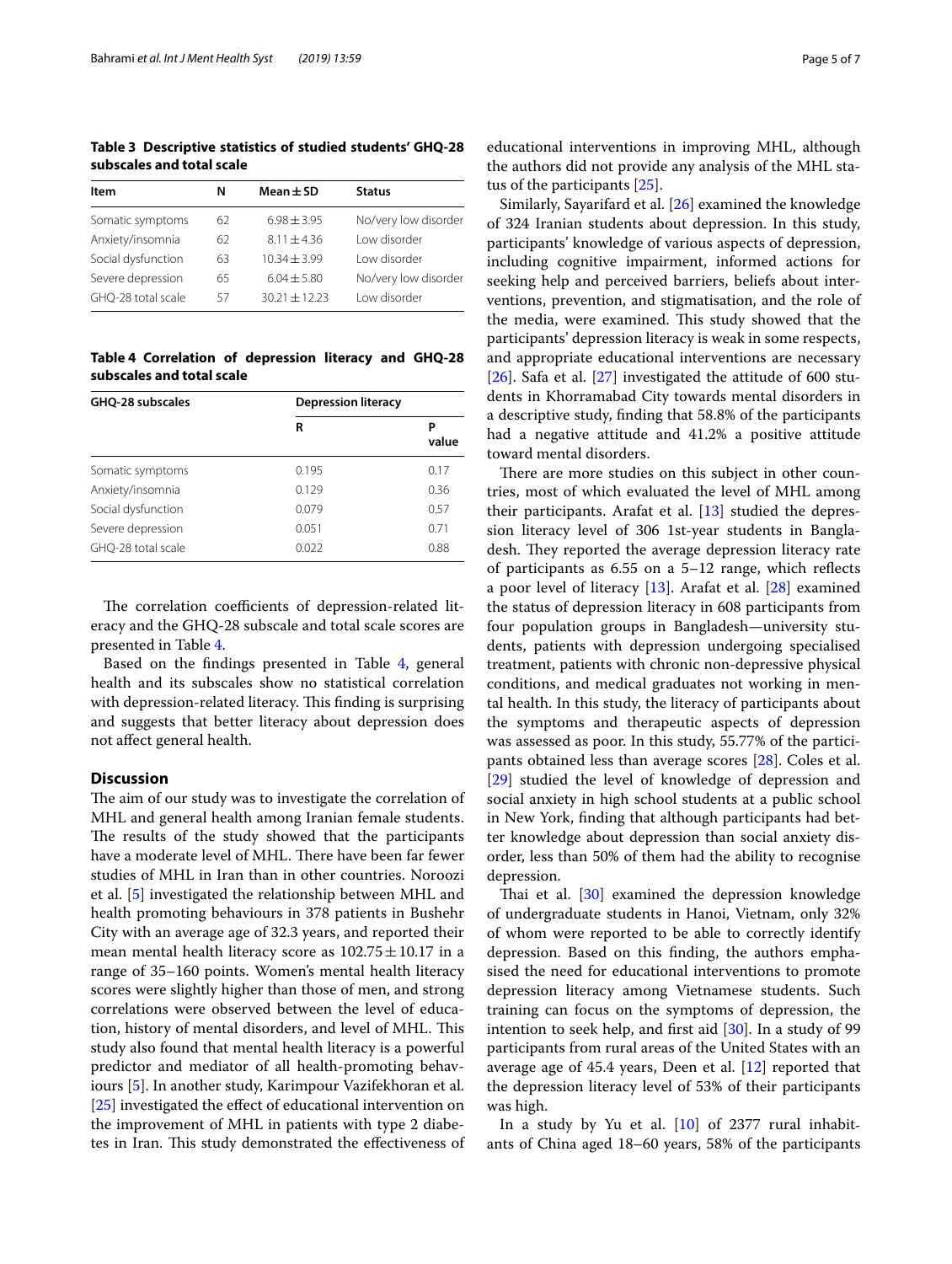**Table 3 Descriptive statistics of studied students' GHQ-28 subscales and total scale**

| Item | N | Mean ± SD | Status |
|---|---|---|---|
| Somatic symptoms | 62 | 6.98 ± 3.95 | No/very low disorder |
| Anxiety/insomnia | 62 | 8.11 ± 4.36 | Low disorder |
| Social dysfunction | 63 | 10.34 ± 3.99 | Low disorder |
| Severe depression | 65 | 6.04 ± 5.80 | No/very low disorder |
| GHQ-28 total scale | 57 | 30.21 ± 12.23 | Low disorder |

**Table 4 Correlation of depression literacy and GHQ-28 subscales and total scale**

| GHQ-28 subscales | Depression literacy | |
|---|---|---|
| | R | P value |
| Somatic symptoms | 0.195 | 0.17 |
| Anxiety/insomnia | 0.129 | 0.36 |
| Social dysfunction | 0.079 | 0.57 |
| Severe depression | 0.051 | 0.71 |
| GHQ-28 total scale | 0.022 | 0.88 |

The correlation coefficients of depression-related literacy and the GHQ-28 subscale and total scale scores are presented in Table 4.

Based on the findings presented in Table 4, general health and its subscales show no statistical correlation with depression-related literacy. This finding is surprising and suggests that better literacy about depression does not affect general health.

## Discussion

The aim of our study was to investigate the correlation of MHL and general health among Iranian female students. The results of the study showed that the participants have a moderate level of MHL. There have been far fewer studies of MHL in Iran than in other countries. Noroozi et al. [5] investigated the relationship between MHL and health promoting behaviours in 378 patients in Bushehr City with an average age of 32.3 years, and reported their mean mental health literacy score as 102.75 ± 10.17 in a range of 35–160 points. Women's mental health literacy scores were slightly higher than those of men, and strong correlations were observed between the level of education, history of mental disorders, and level of MHL. This study also found that mental health literacy is a powerful predictor and mediator of all health-promoting behaviours [5]. In another study, Karimpour Vazifekhoran et al. [25] investigated the effect of educational intervention on the improvement of MHL in patients with type 2 diabetes in Iran. This study demonstrated the effectiveness of educational interventions in improving MHL, although the authors did not provide any analysis of the MHL status of the participants [25].

Similarly, Sayarifard et al. [26] examined the knowledge of 324 Iranian students about depression. In this study, participants' knowledge of various aspects of depression, including cognitive impairment, informed actions for seeking help and perceived barriers, beliefs about interventions, prevention, and stigmatisation, and the role of the media, were examined. This study showed that the participants' depression literacy is weak in some respects, and appropriate educational interventions are necessary [26]. Safa et al. [27] investigated the attitude of 600 students in Khorramabad City towards mental disorders in a descriptive study, finding that 58.8% of the participants had a negative attitude and 41.2% a positive attitude toward mental disorders.

There are more studies on this subject in other countries, most of which evaluated the level of MHL among their participants. Arafat et al. [13] studied the depression literacy level of 306 1st-year students in Bangladesh. They reported the average depression literacy rate of participants as 6.55 on a 5–12 range, which reflects a poor level of literacy [13]. Arafat et al. [28] examined the status of depression literacy in 608 participants from four population groups in Bangladesh—university students, patients with depression undergoing specialised treatment, patients with chronic non-depressive physical conditions, and medical graduates not working in mental health. In this study, the literacy of participants about the symptoms and therapeutic aspects of depression was assessed as poor. In this study, 55.77% of the participants obtained less than average scores [28]. Coles et al. [29] studied the level of knowledge of depression and social anxiety in high school students at a public school in New York, finding that although participants had better knowledge about depression than social anxiety disorder, less than 50% of them had the ability to recognise depression.

Thai et al. [30] examined the depression knowledge of undergraduate students in Hanoi, Vietnam, only 32% of whom were reported to be able to correctly identify depression. Based on this finding, the authors emphasised the need for educational interventions to promote depression literacy among Vietnamese students. Such training can focus on the symptoms of depression, the intention to seek help, and first aid [30]. In a study of 99 participants from rural areas of the United States with an average age of 45.4 years, Deen et al. [12] reported that the depression literacy level of 53% of their participants was high.

In a study by Yu et al. [10] of 2377 rural inhabitants of China aged 18–60 years, 58% of the participants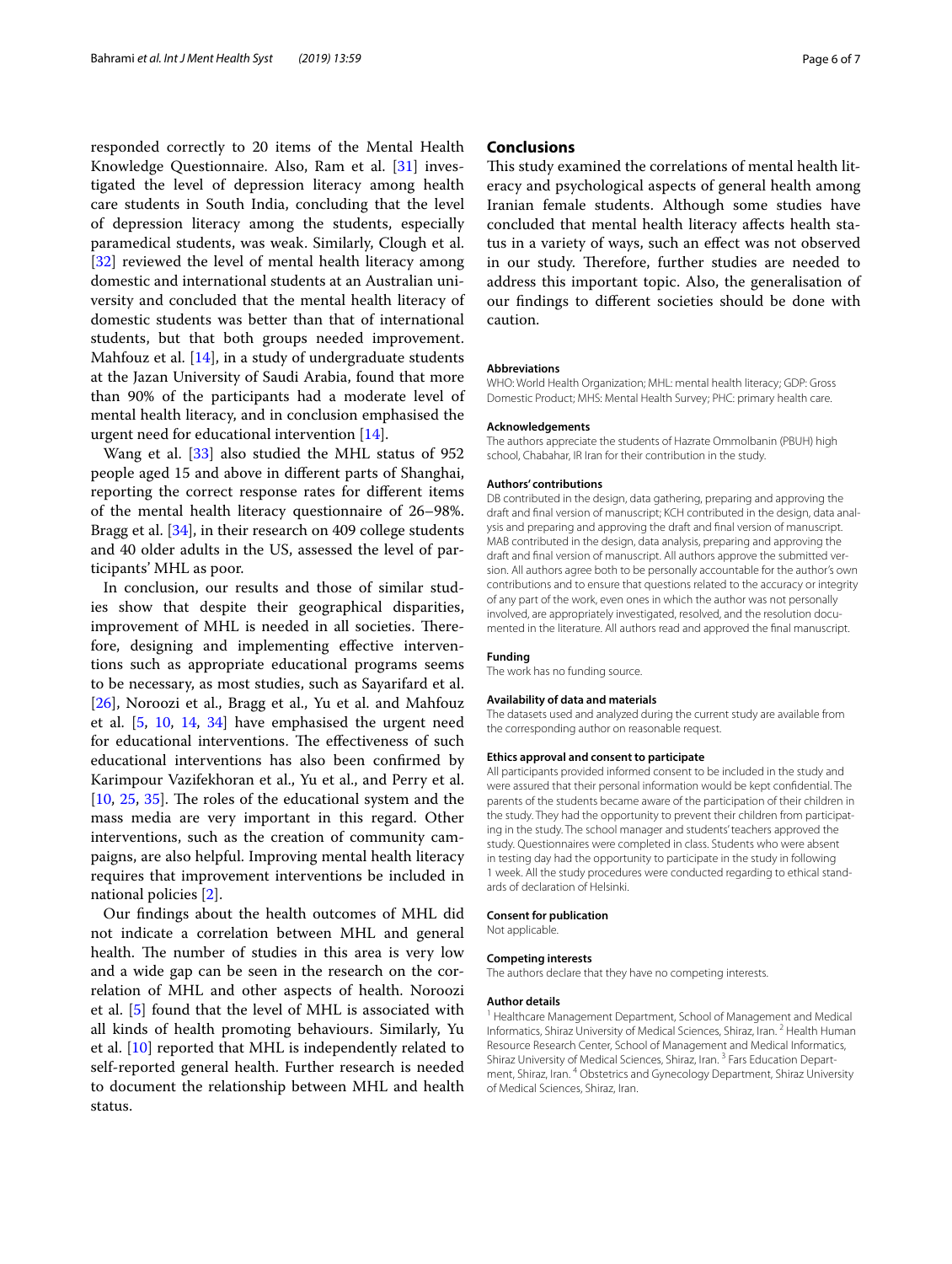responded correctly to 20 items of the Mental Health Knowledge Questionnaire. Also, Ram et al. [31] investigated the level of depression literacy among health care students in South India, concluding that the level of depression literacy among the students, especially paramedical students, was weak. Similarly, Clough et al. [32] reviewed the level of mental health literacy among domestic and international students at an Australian university and concluded that the mental health literacy of domestic students was better than that of international students, but that both groups needed improvement. Mahfouz et al. [14], in a study of undergraduate students at the Jazan University of Saudi Arabia, found that more than 90% of the participants had a moderate level of mental health literacy, and in conclusion emphasised the urgent need for educational intervention [14].

Wang et al. [33] also studied the MHL status of 952 people aged 15 and above in different parts of Shanghai, reporting the correct response rates for different items of the mental health literacy questionnaire of 26–98%. Bragg et al. [34], in their research on 409 college students and 40 older adults in the US, assessed the level of participants' MHL as poor.

In conclusion, our results and those of similar studies show that despite their geographical disparities, improvement of MHL is needed in all societies. Therefore, designing and implementing effective interventions such as appropriate educational programs seems to be necessary, as most studies, such as Sayarifard et al. [26], Noroozi et al., Bragg et al., Yu et al. and Mahfouz et al. [5, 10, 14, 34] have emphasised the urgent need for educational interventions. The effectiveness of such educational interventions has also been confirmed by Karimpour Vazifekhoran et al., Yu et al., and Perry et al. [10, 25, 35]. The roles of the educational system and the mass media are very important in this regard. Other interventions, such as the creation of community campaigns, are also helpful. Improving mental health literacy requires that improvement interventions be included in national policies [2].

Our findings about the health outcomes of MHL did not indicate a correlation between MHL and general health. The number of studies in this area is very low and a wide gap can be seen in the research on the correlation of MHL and other aspects of health. Noroozi et al. [5] found that the level of MHL is associated with all kinds of health promoting behaviours. Similarly, Yu et al. [10] reported that MHL is independently related to self-reported general health. Further research is needed to document the relationship between MHL and health status.

## Conclusions

This study examined the correlations of mental health literacy and psychological aspects of general health among Iranian female students. Although some studies have concluded that mental health literacy affects health status in a variety of ways, such an effect was not observed in our study. Therefore, further studies are needed to address this important topic. Also, the generalisation of our findings to different societies should be done with caution.

#### Abbreviations

WHO: World Health Organization; MHL: mental health literacy; GDP: Gross Domestic Product; MHS: Mental Health Survey; PHC: primary health care.

#### Acknowledgements

The authors appreciate the students of Hazrate Ommolbanin (PBUH) high school, Chabahar, IR Iran for their contribution in the study.

#### Authors' contributions

DB contributed in the design, data gathering, preparing and approving the draft and final version of manuscript; KCH contributed in the design, data analysis and preparing and approving the draft and final version of manuscript. MAB contributed in the design, data analysis, preparing and approving the draft and final version of manuscript. All authors approve the submitted version. All authors agree both to be personally accountable for the author's own contributions and to ensure that questions related to the accuracy or integrity of any part of the work, even ones in which the author was not personally involved, are appropriately investigated, resolved, and the resolution documented in the literature. All authors read and approved the final manuscript.

#### Funding

The work has no funding source.

#### Availability of data and materials

The datasets used and analyzed during the current study are available from the corresponding author on reasonable request.

#### Ethics approval and consent to participate

All participants provided informed consent to be included in the study and were assured that their personal information would be kept confidential. The parents of the students became aware of the participation of their children in the study. They had the opportunity to prevent their children from participating in the study. The school manager and students' teachers approved the study. Questionnaires were completed in class. Students who were absent in testing day had the opportunity to participate in the study in following 1 week. All the study procedures were conducted regarding to ethical standards of declaration of Helsinki.

#### Consent for publication

Not applicable.

#### Competing interests

The authors declare that they have no competing interests.

#### Author details

[1] Healthcare Management Department, School of Management and Medical Informatics, Shiraz University of Medical Sciences, Shiraz, Iran. [2] Health Human Resource Research Center, School of Management and Medical Informatics, Shiraz University of Medical Sciences, Shiraz, Iran. [3] Fars Education Department, Shiraz, Iran. [4] Obstetrics and Gynecology Department, Shiraz University of Medical Sciences, Shiraz, Iran.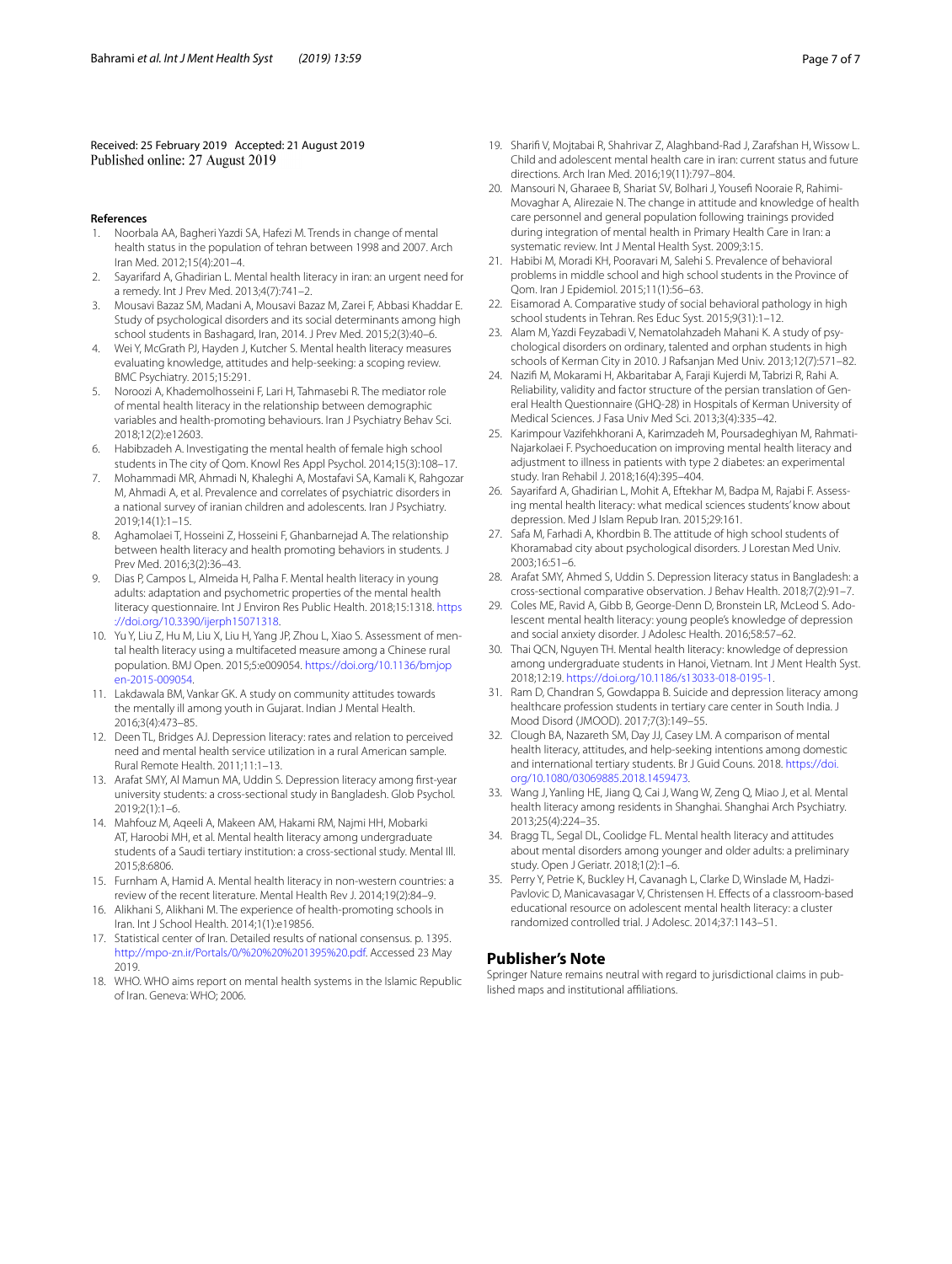Received: 25 February 2019 Accepted: 21 August 2019
Published online: 27 August 2019

#### References

1. Noorbala AA, Bagheri Yazdi SA, Hafezi M. Trends in change of mental health status in the population of tehran between 1998 and 2007. Arch Iran Med. 2012;15(4):201–4.
2. Sayarifard A, Ghadirian L. Mental health literacy in iran: an urgent need for a remedy. Int J Prev Med. 2013;4(7):741–2.
3. Mousavi Bazaz SM, Madani A, Mousavi Bazaz M, Zarei F, Abbasi Khaddar E. Study of psychological disorders and its social determinants among high school students in Bashagard, Iran, 2014. J Prev Med. 2015;2(3):40–6.
4. Wei Y, McGrath PJ, Hayden J, Kutcher S. Mental health literacy measures evaluating knowledge, attitudes and help-seeking: a scoping review. BMC Psychiatry. 2015;15:291.
5. Noroozi A, Khademolhosseini F, Lari H, Tahmasebi R. The mediator role of mental health literacy in the relationship between demographic variables and health-promoting behaviours. Iran J Psychiatry Behav Sci. 2018;12(2):e12603.
6. Habibzadeh A. Investigating the mental health of female high school students in The city of Qom. Knowl Res Appl Psychol. 2014;15(3):108–17.
7. Mohammadi MR, Ahmadi N, Khaleghi A, Mostafavi SA, Kamali K, Rahgozar M, Ahmadi A, et al. Prevalence and correlates of psychiatric disorders in a national survey of iranian children and adolescents. Iran J Psychiatry. 2019;14(1):1–15.
8. Aghamolaei T, Hosseini Z, Hosseini F, Ghanbarnejad A. The relationship between health literacy and health promoting behaviors in students. J Prev Med. 2016;3(2):36–43.
9. Dias P, Campos L, Almeida H, Palha F. Mental health literacy in young adults: adaptation and psychometric properties of the mental health literacy questionnaire. Int J Environ Res Public Health. 2018;15:1318. https://doi.org/10.3390/ijerph15071318.
10. Yu Y, Liu Z, Hu M, Liu X, Liu H, Yang JP, Zhou L, Xiao S. Assessment of mental health literacy using a multifaceted measure among a Chinese rural population. BMJ Open. 2015;5:e009054. https://doi.org/10.1136/bmjopen-2015-009054.
11. Lakdawala BM, Vankar GK. A study on community attitudes towards the mentally ill among youth in Gujarat. Indian J Mental Health. 2016;3(4):473–85.
12. Deen TL, Bridges AJ. Depression literacy: rates and relation to perceived need and mental health service utilization in a rural American sample. Rural Remote Health. 2011;11:1–13.
13. Arafat SMY, Al Mamun MA, Uddin S. Depression literacy among first-year university students: a cross-sectional study in Bangladesh. Glob Psychol. 2019;2(1):1–6.
14. Mahfouz M, Aqeeli A, Makeen AM, Hakami RM, Najmi HH, Mobarki AT, Haroobi MH, et al. Mental health literacy among undergraduate students of a Saudi tertiary institution: a cross-sectional study. Mental Ill. 2015;8:6806.
15. Furnham A, Hamid A. Mental health literacy in non-western countries: a review of the recent literature. Mental Health Rev J. 2014;19(2):84–9.
16. Alikhani S, Alikhani M. The experience of health-promoting schools in Iran. Int J School Health. 2014;1(1):e19856.
17. Statistical center of Iran. Detailed results of national consensus. p. 1395. http://mpo-zn.ir/Portals/0/%20%20%201395%20.pdf. Accessed 23 May 2019.
18. WHO. WHO aims report on mental health systems in the Islamic Republic of Iran. Geneva: WHO; 2006.
19. Sharifi V, Mojtabai R, Shahrivar Z, Alaghband-Rad J, Zarafshan H, Wissow L. Child and adolescent mental health care in iran: current status and future directions. Arch Iran Med. 2016;19(11):797–804.
20. Mansouri N, Gharaee B, Shariat SV, Bolhari J, Yousefi Nooraie R, Rahimi-Movaghar A, Alirezaie N. The change in attitude and knowledge of health care personnel and general population following trainings provided during integration of mental health in Primary Health Care in Iran: a systematic review. Int J Mental Health Syst. 2009;3:15.
21. Habibi M, Moradi KH, Pooravari M, Salehi S. Prevalence of behavioral problems in middle school and high school students in the Province of Qom. Iran J Epidemiol. 2015;11(1):56–63.
22. Eisamorad A. Comparative study of social behavioral pathology in high school students in Tehran. Res Educ Syst. 2015;9(31):1–12.
23. Alam M, Yazdi Feyzabadi V, Nematolahzadeh Mahani K. A study of psychological disorders on ordinary, talented and orphan students in high schools of Kerman City in 2010. J Rafsanjan Med Univ. 2013;12(7):571–82.
24. Nazifi M, Mokarami H, Akbaritabar A, Faraji Kujerdi M, Tabrizi R, Rahi A. Reliability, validity and factor structure of the persian translation of General Health Questionnaire (GHQ-28) in Hospitals of Kerman University of Medical Sciences. J Fasa Univ Med Sci. 2013;3(4):335–42.
25. Karimpour Vazifehkhorani A, Karimzadeh M, Poursadeghiyan M, Rahmati-Najarkolaei F. Psychoeducation on improving mental health literacy and adjustment to illness in patients with type 2 diabetes: an experimental study. Iran Rehabil J. 2018;16(4):395–404.
26. Sayarifard A, Ghadirian L, Mohit A, Eftekhar M, Badpa M, Rajabi F. Assessing mental health literacy: what medical sciences students' know about depression. Med J Islam Repub Iran. 2015;29:161.
27. Safa M, Farhadi A, Khordbin B. The attitude of high school students of Khoramabad city about psychological disorders. J Lorestan Med Univ. 2003;16:51–6.
28. Arafat SMY, Ahmed S, Uddin S. Depression literacy status in Bangladesh: a cross-sectional comparative observation. J Behav Health. 2018;7(2):91–7.
29. Coles ME, Ravid A, Gibb B, George-Denn D, Bronstein LR, McLeod S. Adolescent mental health literacy: young people's knowledge of depression and social anxiety disorder. J Adolesc Health. 2016;58:57–62.
30. Thai QCN, Nguyen TH. Mental health literacy: knowledge of depression among undergraduate students in Hanoi, Vietnam. Int J Ment Health Syst. 2018;12:19. https://doi.org/10.1186/s13033-018-0195-1.
31. Ram D, Chandran S, Gowdappa B. Suicide and depression literacy among healthcare profession students in tertiary care center in South India. J Mood Disord (JMOOD). 2017;7(3):149–55.
32. Clough BA, Nazareth SM, Day JJ, Casey LM. A comparison of mental health literacy, attitudes, and help-seeking intentions among domestic and international tertiary students. Br J Guid Couns. 2018. https://doi.org/10.1080/03069885.2018.1459473.
33. Wang J, Yanling HE, Jiang Q, Cai J, Wang W, Zeng Q, Miao J, et al. Mental health literacy among residents in Shanghai. Shanghai Arch Psychiatry. 2013;25(4):224–35.
34. Bragg TL, Segal DL, Coolidge FL. Mental health literacy and attitudes about mental disorders among younger and older adults: a preliminary study. Open J Geriatr. 2018;1(2):1–6.
35. Perry Y, Petrie K, Buckley H, Cavanagh L, Clarke D, Winslade M, Hadzi-Pavlovic D, Manicavasagar V, Christensen H. Effects of a classroom-based educational resource on adolescent mental health literacy: a cluster randomized controlled trial. J Adolesc. 2014;37:1143–51.

## Publisher's Note

Springer Nature remains neutral with regard to jurisdictional claims in published maps and institutional affiliations.